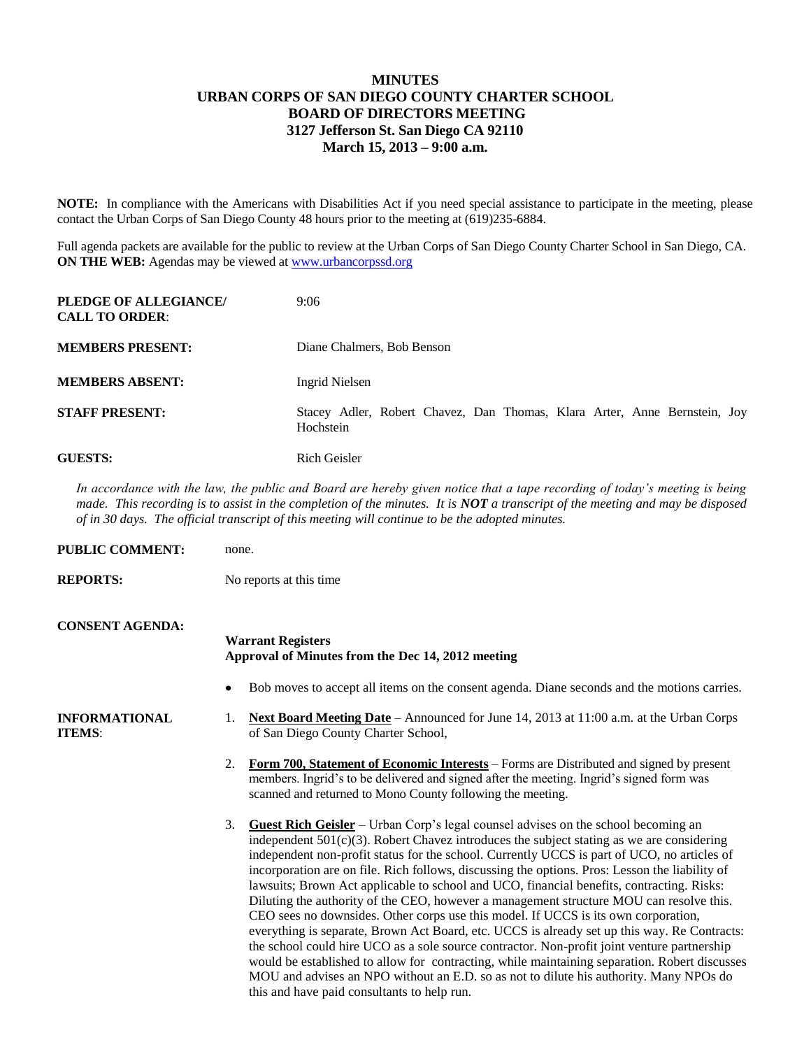# MINUTES
# URBAN CORPS OF SAN DIEGO COUNTY CHARTER SCHOOL
# BOARD OF DIRECTORS MEETING
## 3127 Jefferson St. San Diego CA 92110
## March 15, 2013 – 9:00 a.m.

**NOTE:** In compliance with the Americans with Disabilities Act if you need special assistance to participate in the meeting, please contact the Urban Corps of San Diego County 48 hours prior to the meeting at (619)235-6884.

Full agenda packets are available for the public to review at the Urban Corps of San Diego County Charter School in San Diego, CA.
**ON THE WEB:** Agendas may be viewed at [www.urbancorpssd.org](www.urbancorpssd.org)

**PLEDGE OF ALLEGIANCE/ CALL TO ORDER**: 9:06

**MEMBERS PRESENT:** Diane Chalmers, Bob Benson

**MEMBERS ABSENT:** Ingrid Nielsen

**STAFF PRESENT:** Stacey Adler, Robert Chavez, Dan Thomas, Klara Arter, Anne Bernstein, Joy Hochstein

**GUESTS:** Rich Geisler

*In accordance with the law, the public and Board are hereby given notice that a tape recording of today's meeting is being made. This recording is to assist in the completion of the minutes. It is **NOT** a transcript of the meeting and may be disposed of in 30 days. The official transcript of this meeting will continue to be the adopted minutes.*

**PUBLIC COMMENT:** none.

**REPORTS:** No reports at this time

**CONSENT AGENDA:**

**Warrant Registers**
**Approval of Minutes from the Dec 14, 2012 meeting**

- Bob moves to accept all items on the consent agenda. Diane seconds and the motions carries.

**INFORMATIONAL ITEMS**:

1. **Next Board Meeting Date** – Announced for June 14, 2013 at 11:00 a.m. at the Urban Corps of San Diego County Charter School,

2. **Form 700, Statement of Economic Interests** – Forms are Distributed and signed by present members. Ingrid's to be delivered and signed after the meeting. Ingrid's signed form was scanned and returned to Mono County following the meeting.

3. **Guest Rich Geisler** – Urban Corp's legal counsel advises on the school becoming an independent 501(c)(3). Robert Chavez introduces the subject stating as we are considering independent non-profit status for the school. Currently UCCS is part of UCO, no articles of incorporation are on file. Rich follows, discussing the options. Pros: Lesson the liability of lawsuits; Brown Act applicable to school and UCO, financial benefits, contracting. Risks: Diluting the authority of the CEO, however a management structure MOU can resolve this. CEO sees no downsides. Other corps use this model. If UCCS is its own corporation, everything is separate, Brown Act Board, etc. UCCS is already set up this way. Re Contracts: the school could hire UCO as a sole source contractor. Non-profit joint venture partnership would be established to allow for contracting, while maintaining separation. Robert discusses MOU and advises an NPO without an E.D. so as not to dilute his authority. Many NPOs do this and have paid consultants to help run.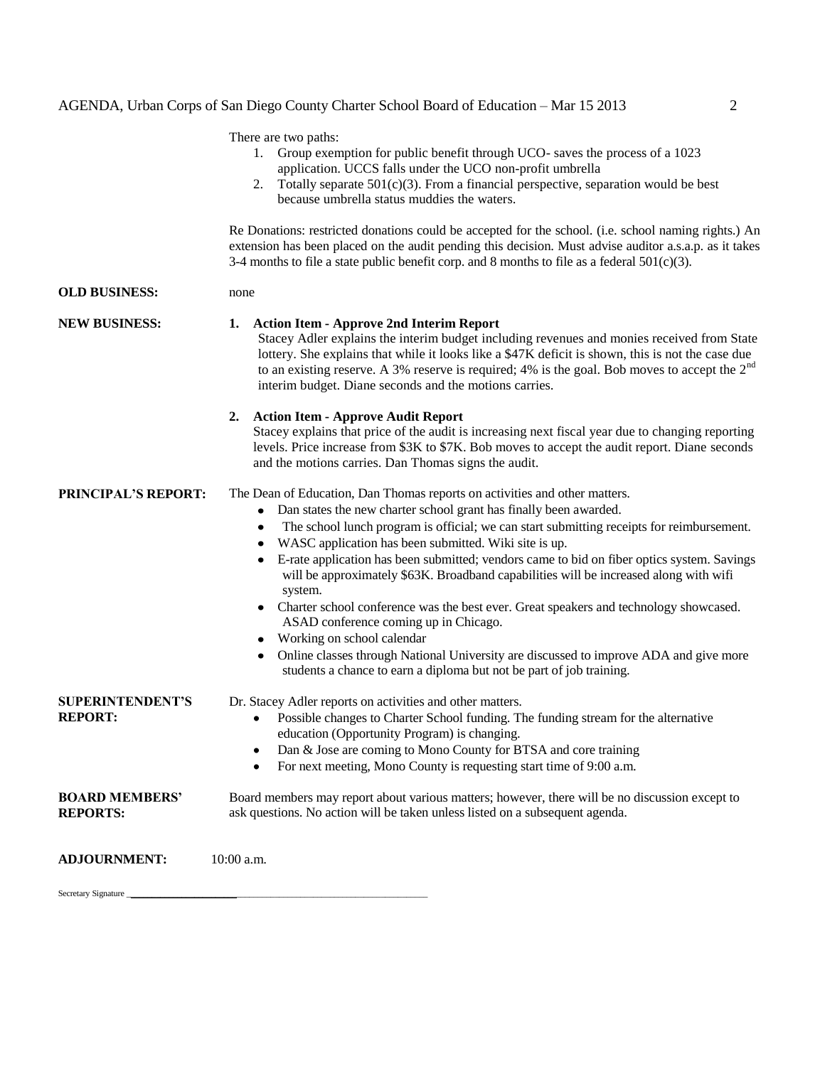There are two paths:

1. Group exemption for public benefit through UCO- saves the process of a 1023 application. UCCS falls under the UCO non-profit umbrella
2. Totally separate 501(c)(3). From a financial perspective, separation would be best because umbrella status muddies the waters.

Re Donations: restricted donations could be accepted for the school. (i.e. school naming rights.) An extension has been placed on the audit pending this decision. Must advise auditor a.s.a.p. as it takes 3-4 months to file a state public benefit corp. and 8 months to file as a federal 501(c)(3).

**OLD BUSINESS:** none

**NEW BUSINESS:**

1. **Action Item - Approve 2nd Interim Report**
   Stacey Adler explains the interim budget including revenues and monies received from State lottery. She explains that while it looks like a $47K deficit is shown, this is not the case due to an existing reserve. A 3% reserve is required; 4% is the goal. Bob moves to accept the 2nd interim budget. Diane seconds and the motions carries.

2. **Action Item - Approve Audit Report**
   Stacey explains that price of the audit is increasing next fiscal year due to changing reporting levels. Price increase from $3K to $7K. Bob moves to accept the audit report. Diane seconds and the motions carries. Dan Thomas signs the audit.

**PRINCIPAL'S REPORT:** The Dean of Education, Dan Thomas reports on activities and other matters.

- Dan states the new charter school grant has finally been awarded.
- The school lunch program is official; we can start submitting receipts for reimbursement.
- WASC application has been submitted. Wiki site is up.
- E-rate application has been submitted; vendors came to bid on fiber optics system. Savings will be approximately $63K. Broadband capabilities will be increased along with wifi system.
- Charter school conference was the best ever. Great speakers and technology showcased. ASAD conference coming up in Chicago.
- Working on school calendar
- Online classes through National University are discussed to improve ADA and give more students a chance to earn a diploma but not be part of job training.

**SUPERINTENDENT'S REPORT:** Dr. Stacey Adler reports on activities and other matters.

- Possible changes to Charter School funding. The funding stream for the alternative education (Opportunity Program) is changing.
- Dan & Jose are coming to Mono County for BTSA and core training
- For next meeting, Mono County is requesting start time of 9:00 a.m.

**BOARD MEMBERS' REPORTS:** Board members may report about various matters; however, there will be no discussion except to ask questions. No action will be taken unless listed on a subsequent agenda.

**ADJOURNMENT:** 10:00 a.m.

Secretary Signature ____________________